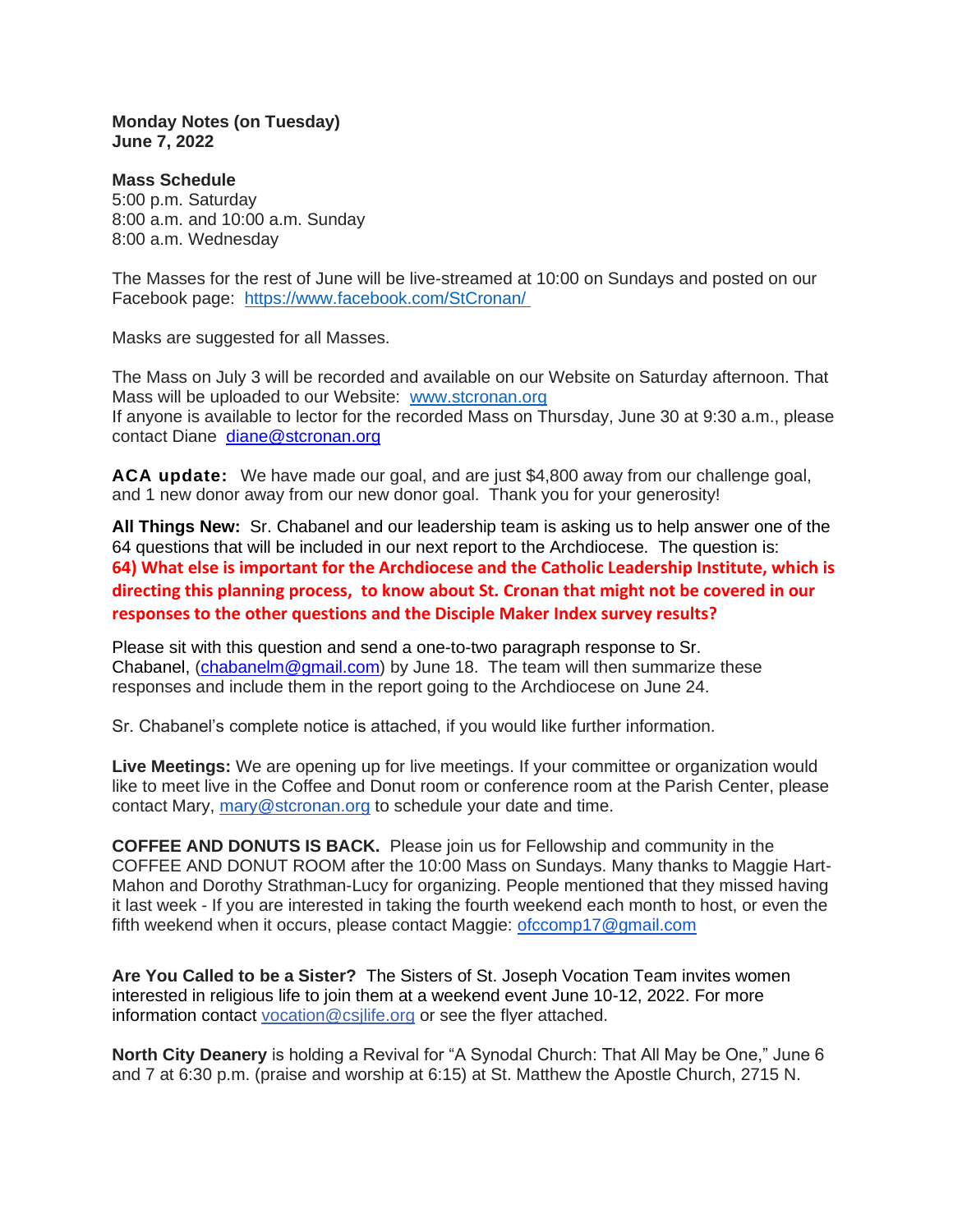**Monday Notes (on Tuesday)**
**June 7, 2022**

**Mass Schedule**
5:00 p.m. Saturday
8:00 a.m. and 10:00 a.m. Sunday
8:00 a.m. Wednesday

The Masses for the rest of June will be live-streamed at 10:00 on Sundays and posted on our Facebook page: https://www.facebook.com/StCronan/

Masks are suggested for all Masses.

The Mass on July 3 will be recorded and available on our Website on Saturday afternoon. That Mass will be uploaded to our Website: www.stcronan.org
If anyone is available to lector for the recorded Mass on Thursday, June 30 at 9:30 a.m., please contact Diane diane@stcronan.org

**ACA update:** We have made our goal, and are just $4,800 away from our challenge goal, and 1 new donor away from our new donor goal. Thank you for your generosity!

**All Things New:** Sr. Chabanel and our leadership team is asking us to help answer one of the 64 questions that will be included in our next report to the Archdiocese. The question is:
**64) What else is important for the Archdiocese and the Catholic Leadership Institute, which is directing this planning process, to know about St. Cronan that might not be covered in our responses to the other questions and the Disciple Maker Index survey results?**

Please sit with this question and send a one-to-two paragraph response to Sr. Chabanel, (chabanelm@gmail.com) by June 18. The team will then summarize these responses and include them in the report going to the Archdiocese on June 24.

Sr. Chabanel's complete notice is attached, if you would like further information.

**Live Meetings:** We are opening up for live meetings. If your committee or organization would like to meet live in the Coffee and Donut room or conference room at the Parish Center, please contact Mary, mary@stcronan.org to schedule your date and time.

**COFFEE AND DONUTS IS BACK.** Please join us for Fellowship and community in the COFFEE AND DONUT ROOM after the 10:00 Mass on Sundays. Many thanks to Maggie Hart-Mahon and Dorothy Strathman-Lucy for organizing. People mentioned that they missed having it last week - If you are interested in taking the fourth weekend each month to host, or even the fifth weekend when it occurs, please contact Maggie: ofccomp17@gmail.com

**Are You Called to be a Sister?** The Sisters of St. Joseph Vocation Team invites women interested in religious life to join them at a weekend event June 10-12, 2022. For more information contact vocation@csjlife.org or see the flyer attached.

**North City Deanery** is holding a Revival for "A Synodal Church: That All May be One," June 6 and 7 at 6:30 p.m. (praise and worship at 6:15) at St. Matthew the Apostle Church, 2715 N.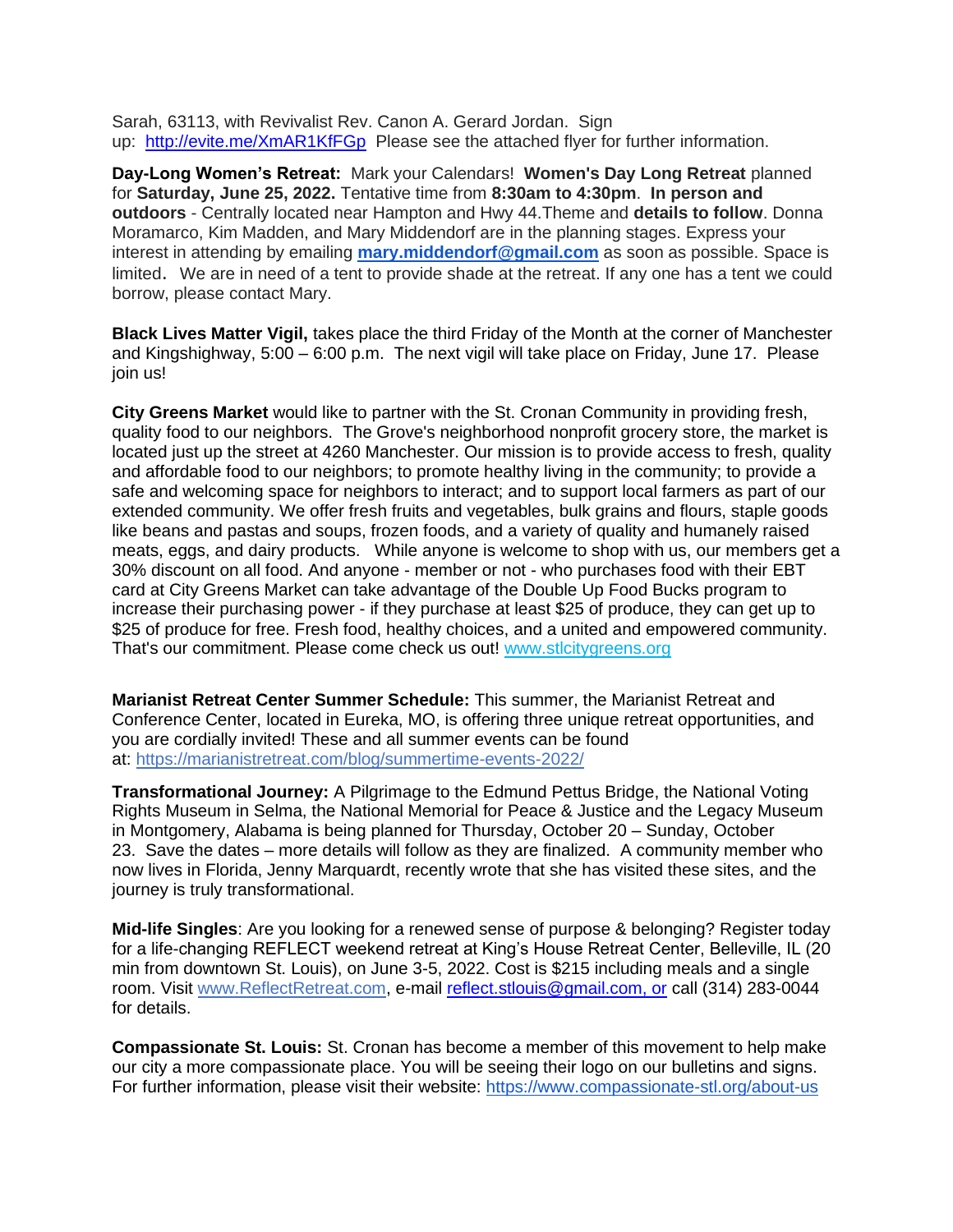Sarah, 63113, with Revivalist Rev. Canon A. Gerard Jordan. Sign up: [http://evite.me/XmAR1KfFGp](http://evite.me/XmAR1KfFGp) Please see the attached flyer for further information.

**Day-Long Women's Retreat:** Mark your Calendars! **Women's Day Long Retreat** planned for **Saturday, June 25, 2022.** Tentative time from **8:30am to 4:30pm**. **In person and outdoors** - Centrally located near Hampton and Hwy 44.Theme and **details to follow**. Donna Moramarco, Kim Madden, and Mary Middendorf are in the planning stages. Express your interest in attending by emailing **[mary.middendorf@gmail.com](mailto:mary.middendorf@gmail.com)** as soon as possible. Space is limited. We are in need of a tent to provide shade at the retreat. If any one has a tent we could borrow, please contact Mary.

**Black Lives Matter Vigil,** takes place the third Friday of the Month at the corner of Manchester and Kingshighway, 5:00 – 6:00 p.m. The next vigil will take place on Friday, June 17. Please join us!

**City Greens Market** would like to partner with the St. Cronan Community in providing fresh, quality food to our neighbors. The Grove's neighborhood nonprofit grocery store, the market is located just up the street at 4260 Manchester. Our mission is to provide access to fresh, quality and affordable food to our neighbors; to promote healthy living in the community; to provide a safe and welcoming space for neighbors to interact; and to support local farmers as part of our extended community. We offer fresh fruits and vegetables, bulk grains and flours, staple goods like beans and pastas and soups, frozen foods, and a variety of quality and humanely raised meats, eggs, and dairy products. While anyone is welcome to shop with us, our members get a 30% discount on all food. And anyone - member or not - who purchases food with their EBT card at City Greens Market can take advantage of the Double Up Food Bucks program to increase their purchasing power - if they purchase at least $25 of produce, they can get up to $25 of produce for free. Fresh food, healthy choices, and a united and empowered community. That's our commitment. Please come check us out! [www.stlcitygreens.org](http://www.stlcitygreens.org)

**Marianist Retreat Center Summer Schedule:** This summer, the Marianist Retreat and Conference Center, located in Eureka, MO, is offering three unique retreat opportunities, and you are cordially invited! These and all summer events can be found at: [https://marianistretreat.com/blog/summertime-events-2022/](https://marianistretreat.com/blog/summertime-events-2022/)

**Transformational Journey:** A Pilgrimage to the Edmund Pettus Bridge, the National Voting Rights Museum in Selma, the National Memorial for Peace & Justice and the Legacy Museum in Montgomery, Alabama is being planned for Thursday, October 20 – Sunday, October 23. Save the dates – more details will follow as they are finalized. A community member who now lives in Florida, Jenny Marquardt, recently wrote that she has visited these sites, and the journey is truly transformational.

**Mid-life Singles**: Are you looking for a renewed sense of purpose & belonging? Register today for a life-changing REFLECT weekend retreat at King's House Retreat Center, Belleville, IL (20 min from downtown St. Louis), on June 3-5, 2022. Cost is $215 including meals and a single room. Visit [www.ReflectRetreat.com](http://www.ReflectRetreat.com), e-mail [reflect.stlouis@gmail.com, or](mailto:reflect.stlouis@gmail.com) call (314) 283-0044 for details.

**Compassionate St. Louis:** St. Cronan has become a member of this movement to help make our city a more compassionate place. You will be seeing their logo on our bulletins and signs. For further information, please visit their website: [https://www.compassionate-stl.org/about-us](https://www.compassionate-stl.org/about-us)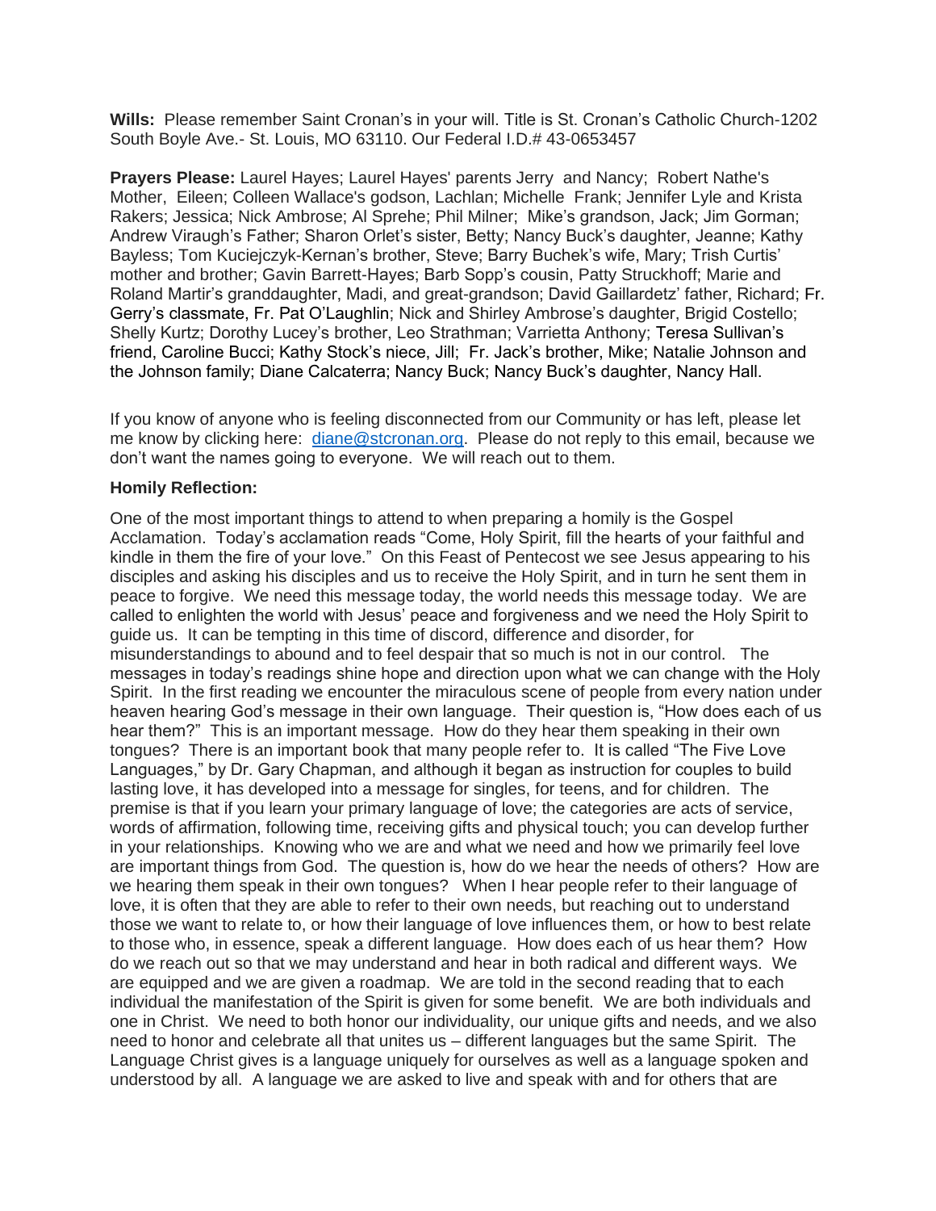**Wills:** Please remember Saint Cronan's in your will. Title is St. Cronan's Catholic Church-1202 South Boyle Ave.- St. Louis, MO 63110. Our Federal I.D.# 43-0653457

**Prayers Please:** Laurel Hayes; Laurel Hayes' parents Jerry and Nancy; Robert Nathe's Mother, Eileen; Colleen Wallace's godson, Lachlan; Michelle Frank; Jennifer Lyle and Krista Rakers; Jessica; Nick Ambrose; Al Sprehe; Phil Milner; Mike's grandson, Jack; Jim Gorman; Andrew Viraugh's Father; Sharon Orlet's sister, Betty; Nancy Buck's daughter, Jeanne; Kathy Bayless; Tom Kuciejczyk-Kernan's brother, Steve; Barry Buchek's wife, Mary; Trish Curtis' mother and brother; Gavin Barrett-Hayes; Barb Sopp's cousin, Patty Struckhoff; Marie and Roland Martir's granddaughter, Madi, and great-grandson; David Gaillardetz' father, Richard; Fr. Gerry's classmate, Fr. Pat O'Laughlin; Nick and Shirley Ambrose's daughter, Brigid Costello; Shelly Kurtz; Dorothy Lucey's brother, Leo Strathman; Varrietta Anthony; Teresa Sullivan's friend, Caroline Bucci; Kathy Stock's niece, Jill; Fr. Jack's brother, Mike; Natalie Johnson and the Johnson family; Diane Calcaterra; Nancy Buck; Nancy Buck's daughter, Nancy Hall.

If you know of anyone who is feeling disconnected from our Community or has left, please let me know by clicking here: diane@stcronan.org. Please do not reply to this email, because we don't want the names going to everyone. We will reach out to them.

**Homily Reflection:**

One of the most important things to attend to when preparing a homily is the Gospel Acclamation. Today's acclamation reads "Come, Holy Spirit, fill the hearts of your faithful and kindle in them the fire of your love." On this Feast of Pentecost we see Jesus appearing to his disciples and asking his disciples and us to receive the Holy Spirit, and in turn he sent them in peace to forgive. We need this message today, the world needs this message today. We are called to enlighten the world with Jesus' peace and forgiveness and we need the Holy Spirit to guide us. It can be tempting in this time of discord, difference and disorder, for misunderstandings to abound and to feel despair that so much is not in our control. The messages in today's readings shine hope and direction upon what we can change with the Holy Spirit. In the first reading we encounter the miraculous scene of people from every nation under heaven hearing God's message in their own language. Their question is, "How does each of us hear them?" This is an important message. How do they hear them speaking in their own tongues? There is an important book that many people refer to. It is called "The Five Love Languages," by Dr. Gary Chapman, and although it began as instruction for couples to build lasting love, it has developed into a message for singles, for teens, and for children. The premise is that if you learn your primary language of love; the categories are acts of service, words of affirmation, following time, receiving gifts and physical touch; you can develop further in your relationships. Knowing who we are and what we need and how we primarily feel love are important things from God. The question is, how do we hear the needs of others? How are we hearing them speak in their own tongues? When I hear people refer to their language of love, it is often that they are able to refer to their own needs, but reaching out to understand those we want to relate to, or how their language of love influences them, or how to best relate to those who, in essence, speak a different language. How does each of us hear them? How do we reach out so that we may understand and hear in both radical and different ways. We are equipped and we are given a roadmap. We are told in the second reading that to each individual the manifestation of the Spirit is given for some benefit. We are both individuals and one in Christ. We need to both honor our individuality, our unique gifts and needs, and we also need to honor and celebrate all that unites us – different languages but the same Spirit. The Language Christ gives is a language uniquely for ourselves as well as a language spoken and understood by all. A language we are asked to live and speak with and for others that are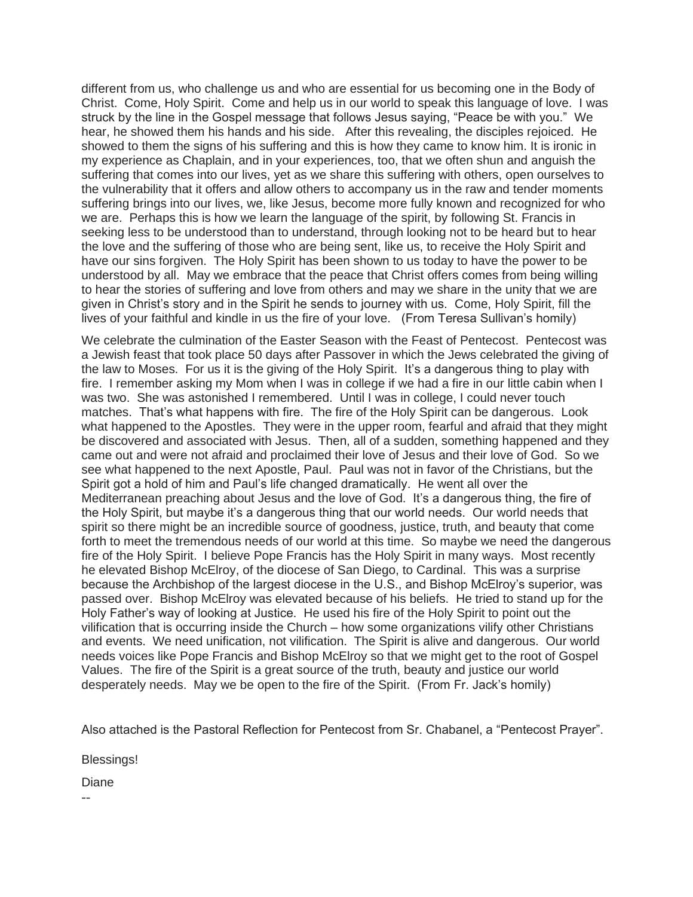different from us, who challenge us and who are essential for us becoming one in the Body of Christ. Come, Holy Spirit. Come and help us in our world to speak this language of love. I was struck by the line in the Gospel message that follows Jesus saying, "Peace be with you." We hear, he showed them his hands and his side. After this revealing, the disciples rejoiced. He showed to them the signs of his suffering and this is how they came to know him. It is ironic in my experience as Chaplain, and in your experiences, too, that we often shun and anguish the suffering that comes into our lives, yet as we share this suffering with others, open ourselves to the vulnerability that it offers and allow others to accompany us in the raw and tender moments suffering brings into our lives, we, like Jesus, become more fully known and recognized for who we are. Perhaps this is how we learn the language of the spirit, by following St. Francis in seeking less to be understood than to understand, through looking not to be heard but to hear the love and the suffering of those who are being sent, like us, to receive the Holy Spirit and have our sins forgiven. The Holy Spirit has been shown to us today to have the power to be understood by all. May we embrace that the peace that Christ offers comes from being willing to hear the stories of suffering and love from others and may we share in the unity that we are given in Christ's story and in the Spirit he sends to journey with us. Come, Holy Spirit, fill the lives of your faithful and kindle in us the fire of your love. (From Teresa Sullivan's homily)

We celebrate the culmination of the Easter Season with the Feast of Pentecost. Pentecost was a Jewish feast that took place 50 days after Passover in which the Jews celebrated the giving of the law to Moses. For us it is the giving of the Holy Spirit. It's a dangerous thing to play with fire. I remember asking my Mom when I was in college if we had a fire in our little cabin when I was two. She was astonished I remembered. Until I was in college, I could never touch matches. That's what happens with fire. The fire of the Holy Spirit can be dangerous. Look what happened to the Apostles. They were in the upper room, fearful and afraid that they might be discovered and associated with Jesus. Then, all of a sudden, something happened and they came out and were not afraid and proclaimed their love of Jesus and their love of God. So we see what happened to the next Apostle, Paul. Paul was not in favor of the Christians, but the Spirit got a hold of him and Paul's life changed dramatically. He went all over the Mediterranean preaching about Jesus and the love of God. It's a dangerous thing, the fire of the Holy Spirit, but maybe it's a dangerous thing that our world needs. Our world needs that spirit so there might be an incredible source of goodness, justice, truth, and beauty that come forth to meet the tremendous needs of our world at this time. So maybe we need the dangerous fire of the Holy Spirit. I believe Pope Francis has the Holy Spirit in many ways. Most recently he elevated Bishop McElroy, of the diocese of San Diego, to Cardinal. This was a surprise because the Archbishop of the largest diocese in the U.S., and Bishop McElroy's superior, was passed over. Bishop McElroy was elevated because of his beliefs. He tried to stand up for the Holy Father's way of looking at Justice. He used his fire of the Holy Spirit to point out the vilification that is occurring inside the Church – how some organizations vilify other Christians and events. We need unification, not vilification. The Spirit is alive and dangerous. Our world needs voices like Pope Francis and Bishop McElroy so that we might get to the root of Gospel Values. The fire of the Spirit is a great source of the truth, beauty and justice our world desperately needs. May we be open to the fire of the Spirit. (From Fr. Jack's homily)

Also attached is the Pastoral Reflection for Pentecost from Sr. Chabanel, a "Pentecost Prayer".

Blessings!

Diane

--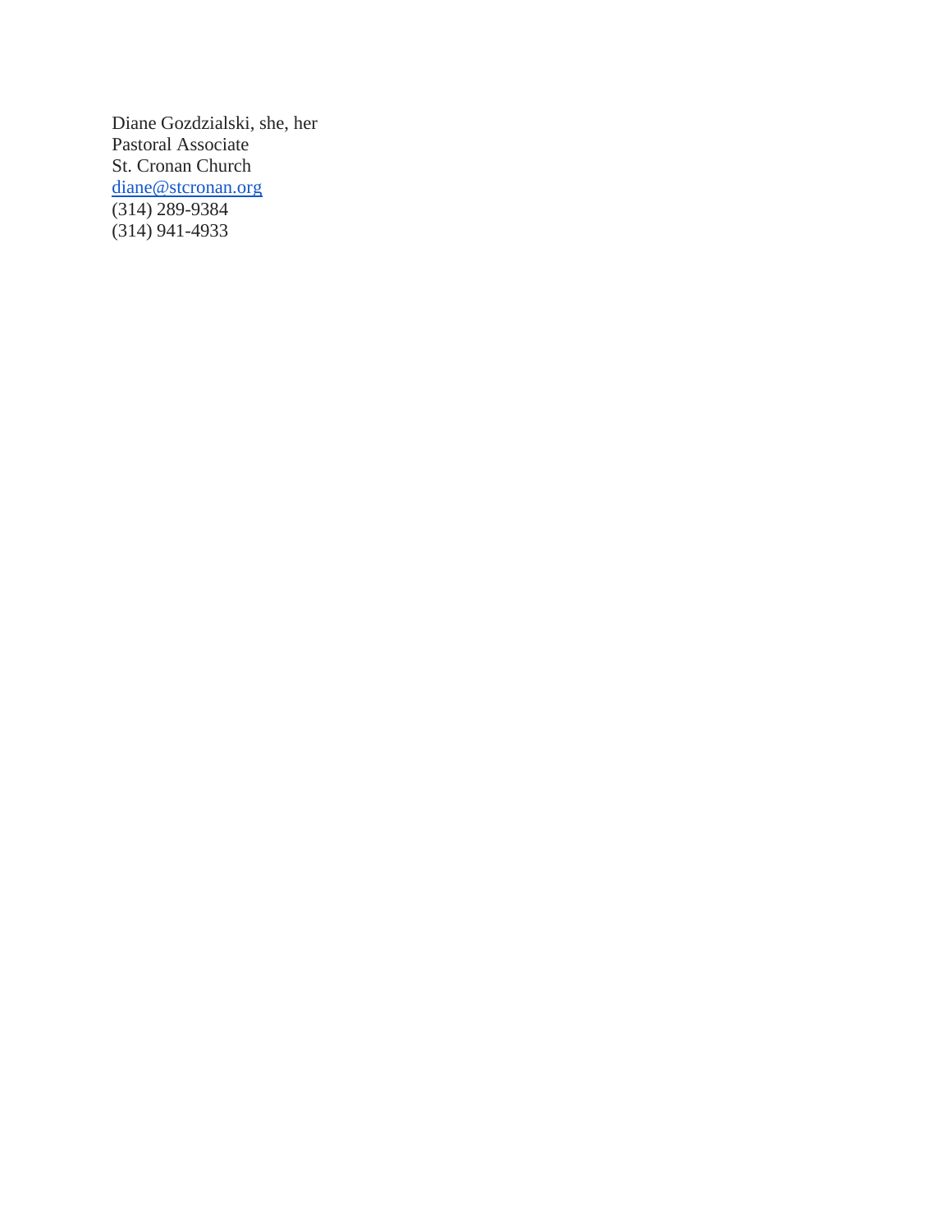Diane Gozdzialski, she, her
Pastoral Associate
St. Cronan Church
[diane@stcronan.org](mailto:diane@stcronan.org)
(314) 289-9384
(314) 941-4933